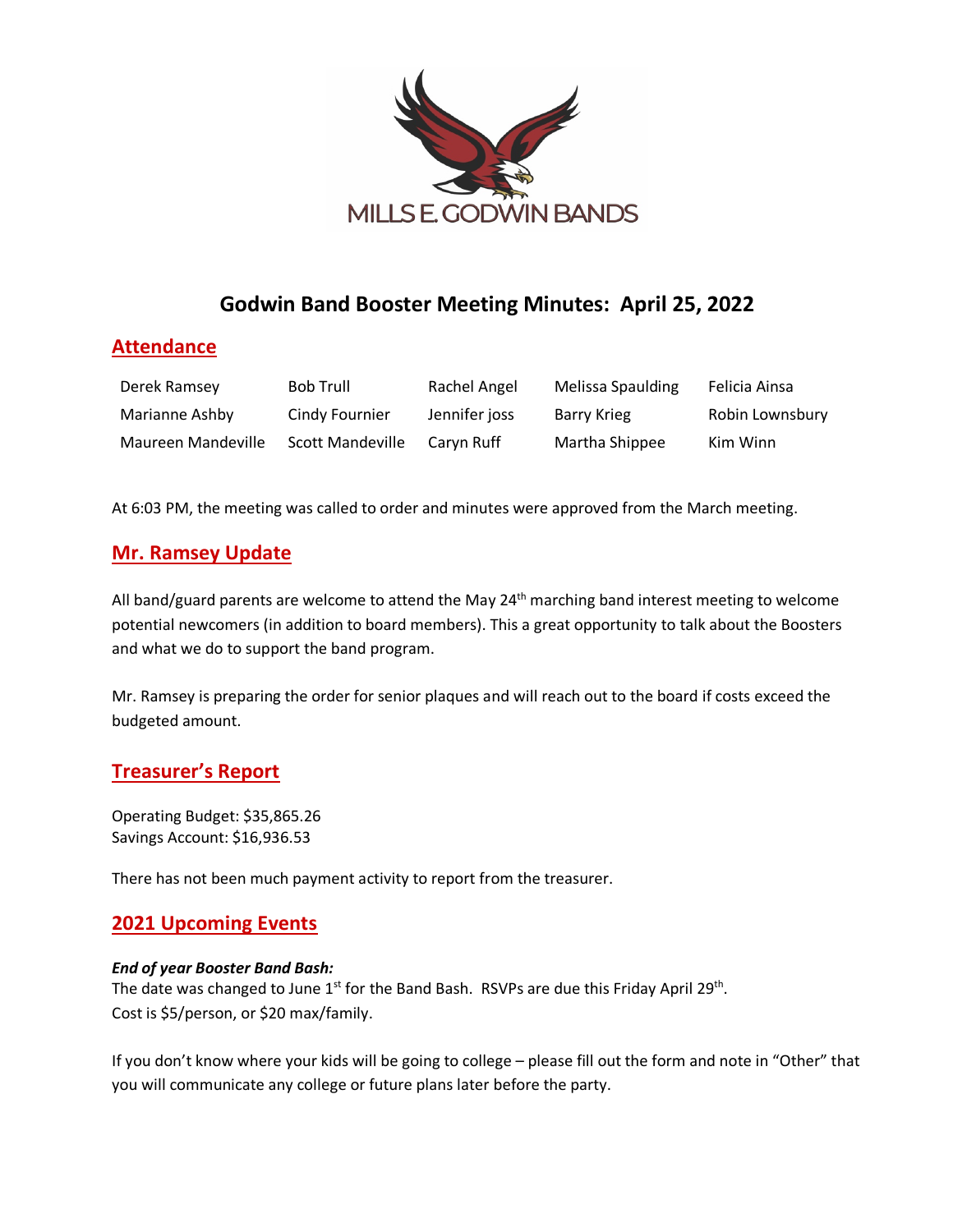MILLS E. GODWIN BANDS

# Godwin Band Booster Meeting Minutes: April 25, 2022

## Attendance

| | | | | |
|---|---|---|---|---|
| Derek Ramsey | Bob Trull | Rachel Angel | Melissa Spaulding | Felicia Ainsa |
| Marianne Ashby | Cindy Fournier | Jennifer joss | Barry Krieg | Robin Lownsbury |
| Maureen Mandeville | Scott Mandeville | Caryn Ruff | Martha Shippee | Kim Winn |

At 6:03 PM, the meeting was called to order and minutes were approved from the March meeting.

## Mr. Ramsey Update

All band/guard parents are welcome to attend the May 24th marching band interest meeting to welcome potential newcomers (in addition to board members). This a great opportunity to talk about the Boosters and what we do to support the band program.

Mr. Ramsey is preparing the order for senior plaques and will reach out to the board if costs exceed the budgeted amount.

## Treasurer's Report

Operating Budget: $35,865.26
Savings Account: $16,936.53

There has not been much payment activity to report from the treasurer.

## 2021 Upcoming Events

***End of year Booster Band Bash:***
The date was changed to June 1st for the Band Bash. RSVPs are due this Friday April 29th.
Cost is $5/person, or $20 max/family.

If you don't know where your kids will be going to college – please fill out the form and note in "Other" that you will communicate any college or future plans later before the party.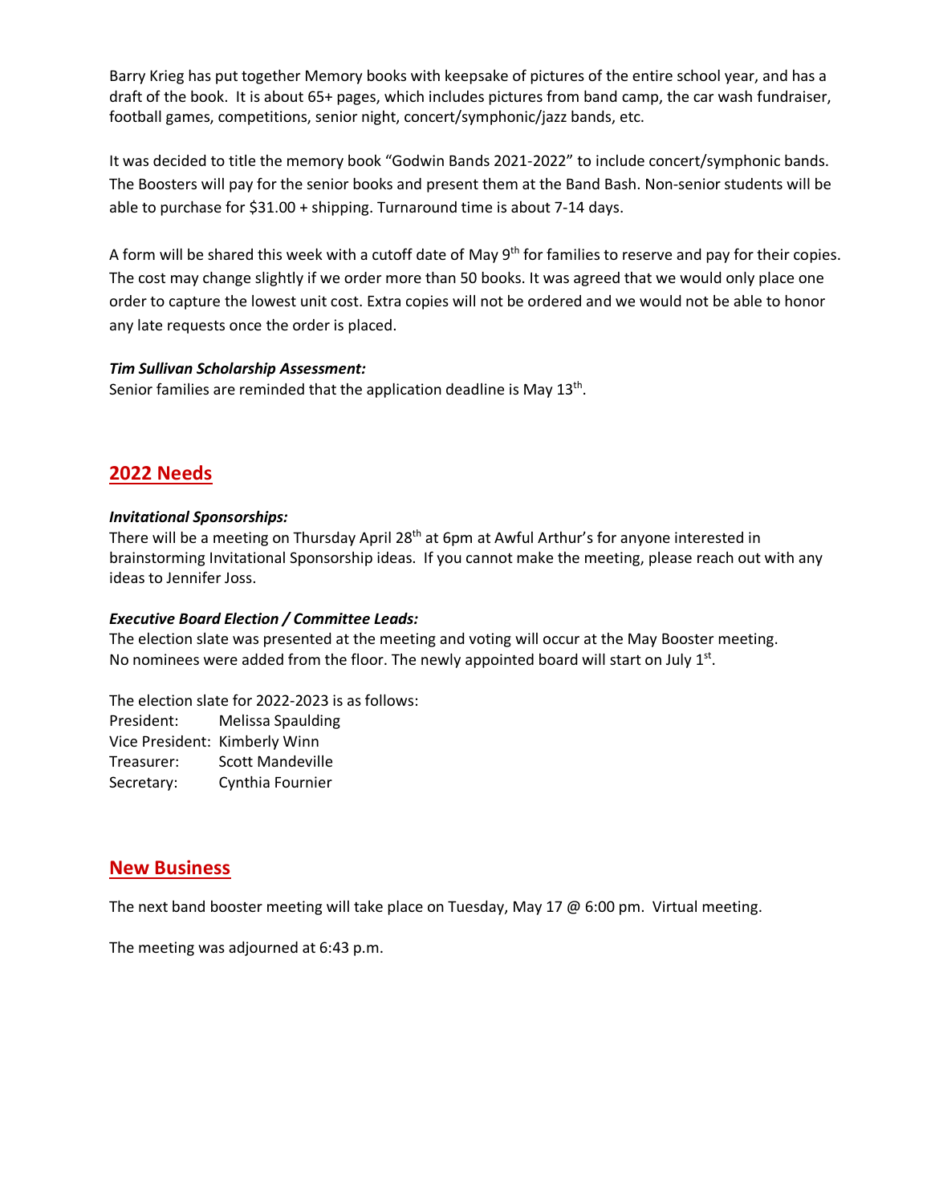Barry Krieg has put together Memory books with keepsake of pictures of the entire school year, and has a draft of the book. It is about 65+ pages, which includes pictures from band camp, the car wash fundraiser, football games, competitions, senior night, concert/symphonic/jazz bands, etc.

It was decided to title the memory book "Godwin Bands 2021-2022" to include concert/symphonic bands. The Boosters will pay for the senior books and present them at the Band Bash. Non-senior students will be able to purchase for $31.00 + shipping. Turnaround time is about 7-14 days.

A form will be shared this week with a cutoff date of May 9th for families to reserve and pay for their copies. The cost may change slightly if we order more than 50 books. It was agreed that we would only place one order to capture the lowest unit cost. Extra copies will not be ordered and we would not be able to honor any late requests once the order is placed.

***Tim Sullivan Scholarship Assessment:***
Senior families are reminded that the application deadline is May 13th.

## 2022 Needs

***Invitational Sponsorships:***
There will be a meeting on Thursday April 28th at 6pm at Awful Arthur's for anyone interested in brainstorming Invitational Sponsorship ideas. If you cannot make the meeting, please reach out with any ideas to Jennifer Joss.

***Executive Board Election / Committee Leads:***
The election slate was presented at the meeting and voting will occur at the May Booster meeting. No nominees were added from the floor. The newly appointed board will start on July 1st.

The election slate for 2022-2023 is as follows:

| | |
|---|---|
| President: | Melissa Spaulding |
| Vice President: | Kimberly Winn |
| Treasurer: | Scott Mandeville |
| Secretary: | Cynthia Fournier |

## New Business

The next band booster meeting will take place on Tuesday, May 17 @ 6:00 pm. Virtual meeting.

The meeting was adjourned at 6:43 p.m.